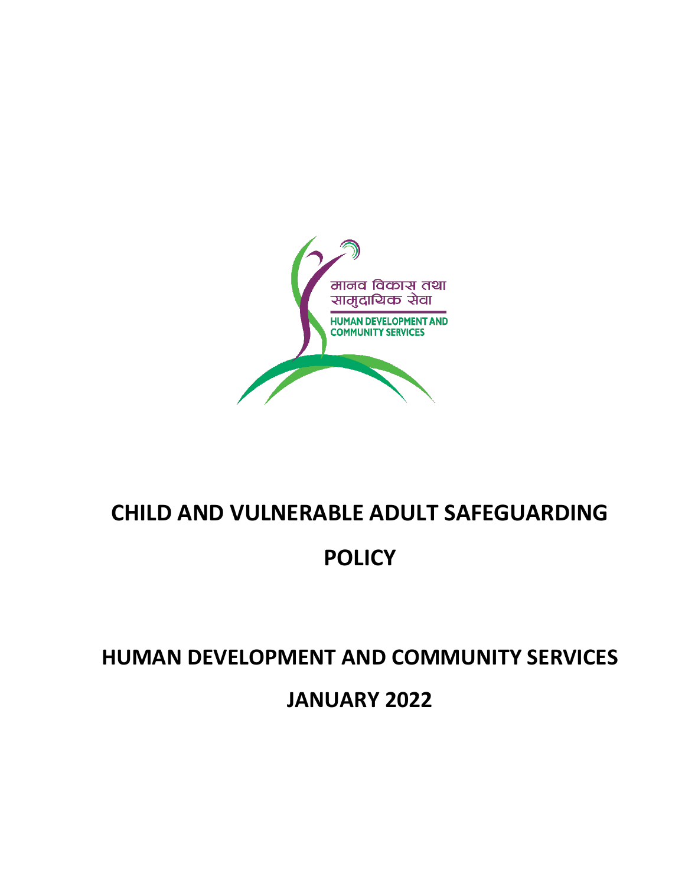मानव विकास तथा सामुदायिक सेवा

HUMAN DEVELOPMENT AND COMMUNITY SERVICES

# CHILD AND VULNERABLE ADULT SAFEGUARDING POLICY

## HUMAN DEVELOPMENT AND COMMUNITY SERVICES

## JANUARY 2022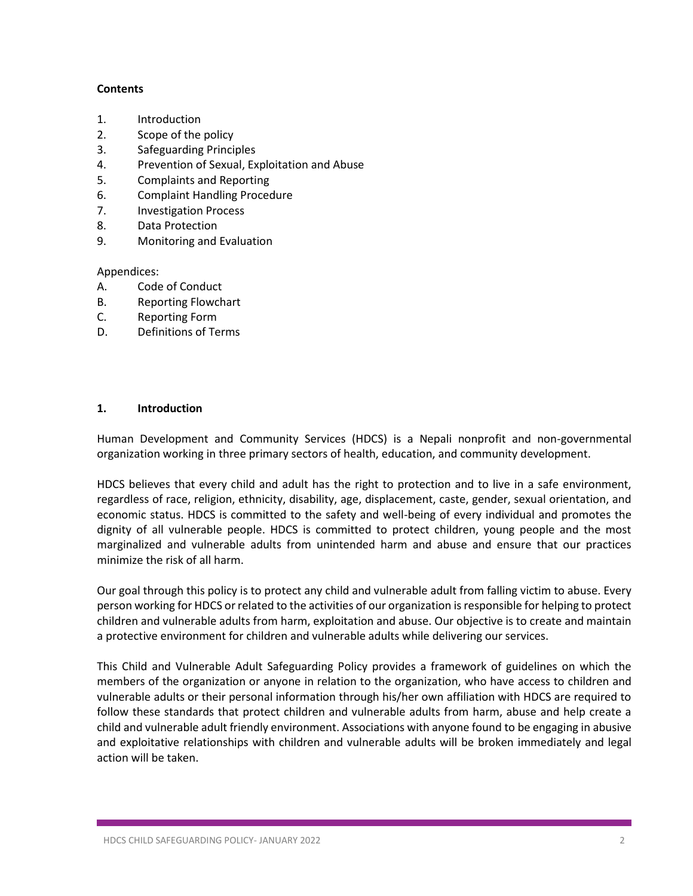**Contents**

1. Introduction
2. Scope of the policy
3. Safeguarding Principles
4. Prevention of Sexual, Exploitation and Abuse
5. Complaints and Reporting
6. Complaint Handling Procedure
7. Investigation Process
8. Data Protection
9. Monitoring and Evaluation

Appendices:

A. Code of Conduct
B. Reporting Flowchart
C. Reporting Form
D. Definitions of Terms

## 1. Introduction

Human Development and Community Services (HDCS) is a Nepali nonprofit and non-governmental organization working in three primary sectors of health, education, and community development.

HDCS believes that every child and adult has the right to protection and to live in a safe environment, regardless of race, religion, ethnicity, disability, age, displacement, caste, gender, sexual orientation, and economic status. HDCS is committed to the safety and well-being of every individual and promotes the dignity of all vulnerable people. HDCS is committed to protect children, young people and the most marginalized and vulnerable adults from unintended harm and abuse and ensure that our practices minimize the risk of all harm.

Our goal through this policy is to protect any child and vulnerable adult from falling victim to abuse. Every person working for HDCS or related to the activities of our organization is responsible for helping to protect children and vulnerable adults from harm, exploitation and abuse. Our objective is to create and maintain a protective environment for children and vulnerable adults while delivering our services.

This Child and Vulnerable Adult Safeguarding Policy provides a framework of guidelines on which the members of the organization or anyone in relation to the organization, who have access to children and vulnerable adults or their personal information through his/her own affiliation with HDCS are required to follow these standards that protect children and vulnerable adults from harm, abuse and help create a child and vulnerable adult friendly environment. Associations with anyone found to be engaging in abusive and exploitative relationships with children and vulnerable adults will be broken immediately and legal action will be taken.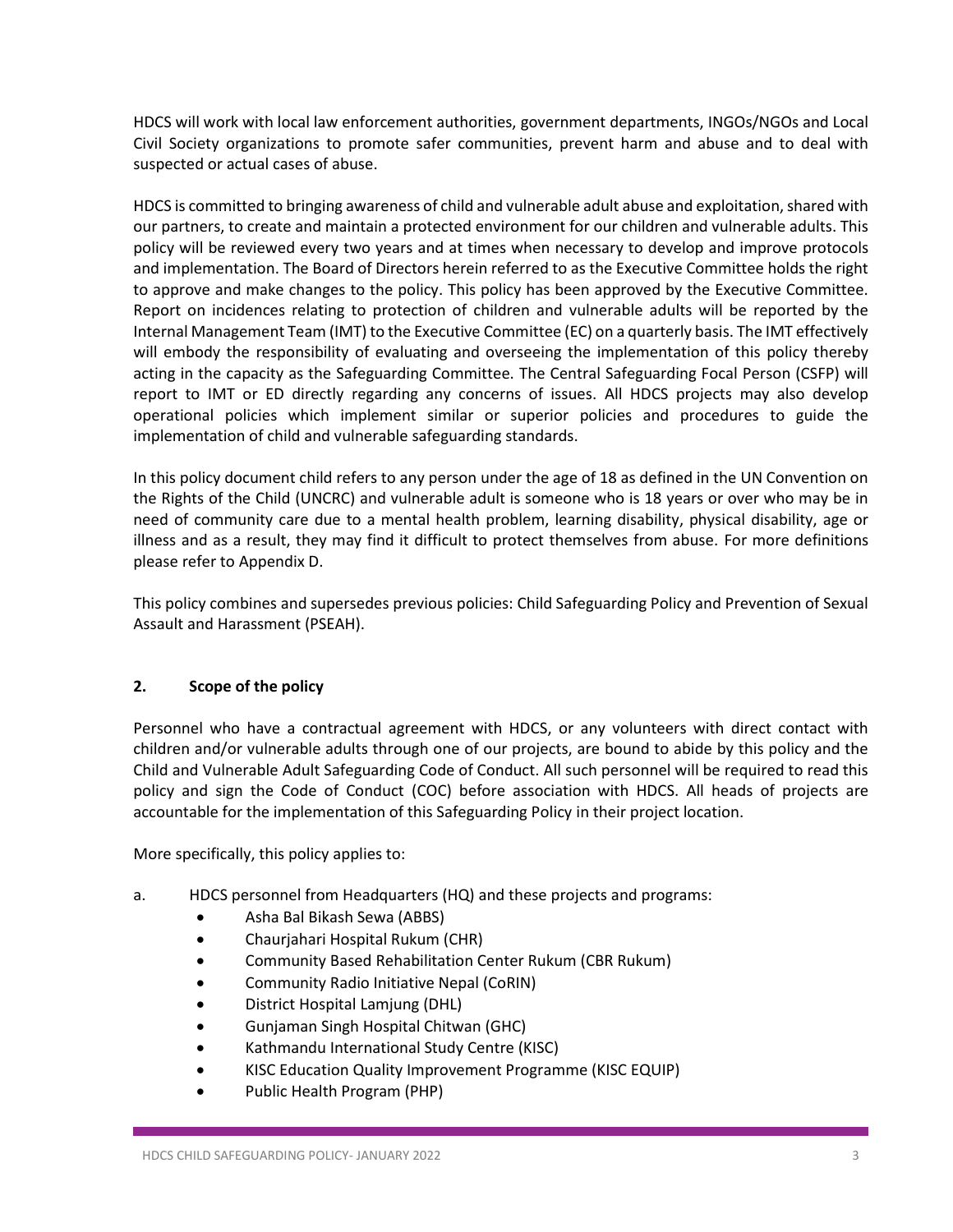HDCS will work with local law enforcement authorities, government departments, INGOs/NGOs and Local Civil Society organizations to promote safer communities, prevent harm and abuse and to deal with suspected or actual cases of abuse.

HDCS is committed to bringing awareness of child and vulnerable adult abuse and exploitation, shared with our partners, to create and maintain a protected environment for our children and vulnerable adults. This policy will be reviewed every two years and at times when necessary to develop and improve protocols and implementation. The Board of Directors herein referred to as the Executive Committee holds the right to approve and make changes to the policy. This policy has been approved by the Executive Committee. Report on incidences relating to protection of children and vulnerable adults will be reported by the Internal Management Team (IMT) to the Executive Committee (EC) on a quarterly basis. The IMT effectively will embody the responsibility of evaluating and overseeing the implementation of this policy thereby acting in the capacity as the Safeguarding Committee. The Central Safeguarding Focal Person (CSFP) will report to IMT or ED directly regarding any concerns of issues. All HDCS projects may also develop operational policies which implement similar or superior policies and procedures to guide the implementation of child and vulnerable safeguarding standards.

In this policy document child refers to any person under the age of 18 as defined in the UN Convention on the Rights of the Child (UNCRC) and vulnerable adult is someone who is 18 years or over who may be in need of community care due to a mental health problem, learning disability, physical disability, age or illness and as a result, they may find it difficult to protect themselves from abuse. For more definitions please refer to Appendix D.

This policy combines and supersedes previous policies: Child Safeguarding Policy and Prevention of Sexual Assault and Harassment (PSEAH).

## 2. Scope of the policy

Personnel who have a contractual agreement with HDCS, or any volunteers with direct contact with children and/or vulnerable adults through one of our projects, are bound to abide by this policy and the Child and Vulnerable Adult Safeguarding Code of Conduct. All such personnel will be required to read this policy and sign the Code of Conduct (COC) before association with HDCS. All heads of projects are accountable for the implementation of this Safeguarding Policy in their project location.

More specifically, this policy applies to:

a. HDCS personnel from Headquarters (HQ) and these projects and programs:
   - Asha Bal Bikash Sewa (ABBS)
   - Chaurjahari Hospital Rukum (CHR)
   - Community Based Rehabilitation Center Rukum (CBR Rukum)
   - Community Radio Initiative Nepal (CoRIN)
   - District Hospital Lamjung (DHL)
   - Gunjaman Singh Hospital Chitwan (GHC)
   - Kathmandu International Study Centre (KISC)
   - KISC Education Quality Improvement Programme (KISC EQUIP)
   - Public Health Program (PHP)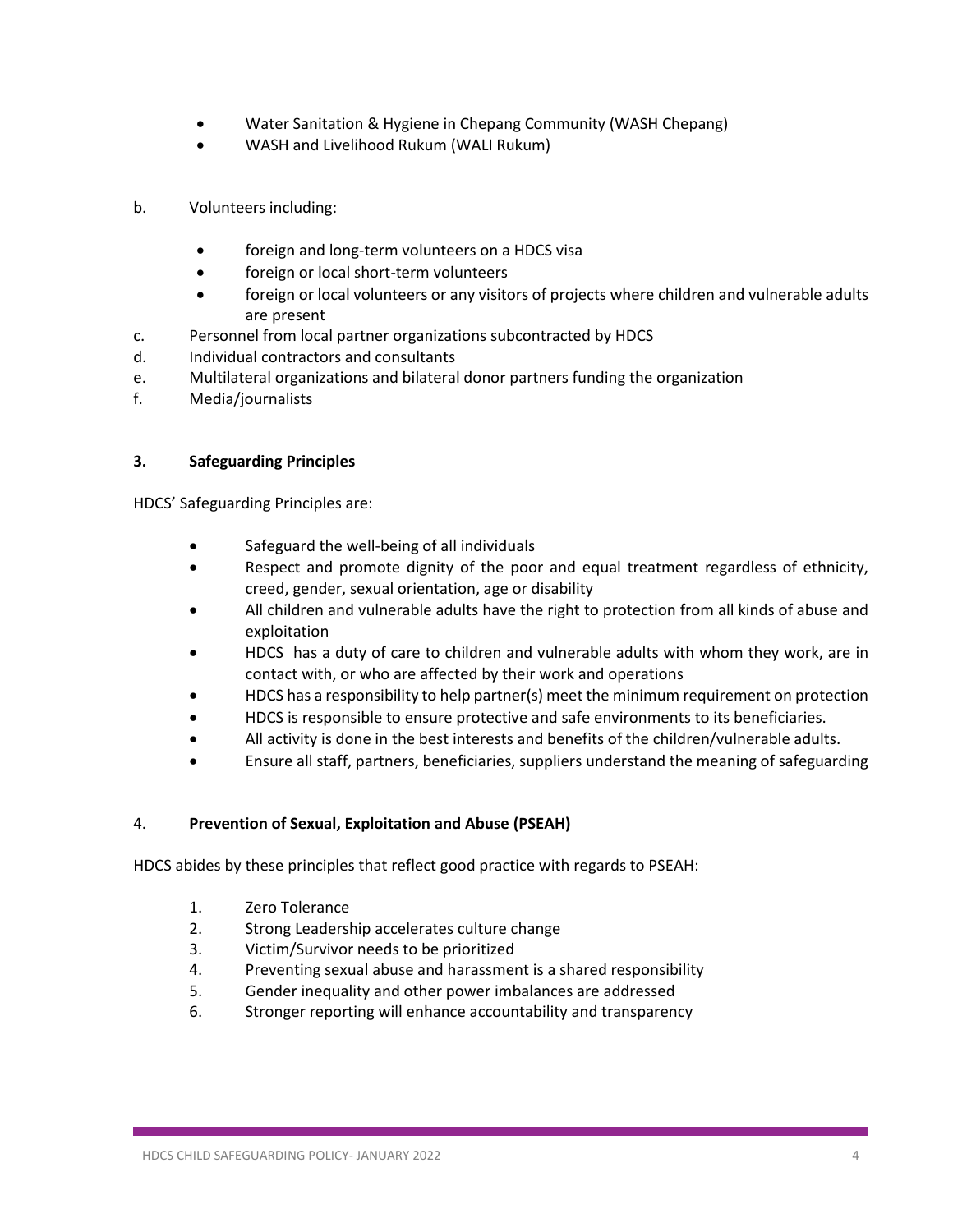- Water Sanitation & Hygiene in Chepang Community (WASH Chepang)
- WASH and Livelihood Rukum (WALI Rukum)

b. Volunteers including:

- foreign and long-term volunteers on a HDCS visa
- foreign or local short-term volunteers
- foreign or local volunteers or any visitors of projects where children and vulnerable adults are present

c. Personnel from local partner organizations subcontracted by HDCS

d. Individual contractors and consultants

e. Multilateral organizations and bilateral donor partners funding the organization

f. Media/journalists

## 3. Safeguarding Principles

HDCS' Safeguarding Principles are:

- Safeguard the well-being of all individuals
- Respect and promote dignity of the poor and equal treatment regardless of ethnicity, creed, gender, sexual orientation, age or disability
- All children and vulnerable adults have the right to protection from all kinds of abuse and exploitation
- HDCS has a duty of care to children and vulnerable adults with whom they work, are in contact with, or who are affected by their work and operations
- HDCS has a responsibility to help partner(s) meet the minimum requirement on protection
- HDCS is responsible to ensure protective and safe environments to its beneficiaries.
- All activity is done in the best interests and benefits of the children/vulnerable adults.
- Ensure all staff, partners, beneficiaries, suppliers understand the meaning of safeguarding

## 4. Prevention of Sexual, Exploitation and Abuse (PSEAH)

HDCS abides by these principles that reflect good practice with regards to PSEAH:

1. Zero Tolerance
2. Strong Leadership accelerates culture change
3. Victim/Survivor needs to be prioritized
4. Preventing sexual abuse and harassment is a shared responsibility
5. Gender inequality and other power imbalances are addressed
6. Stronger reporting will enhance accountability and transparency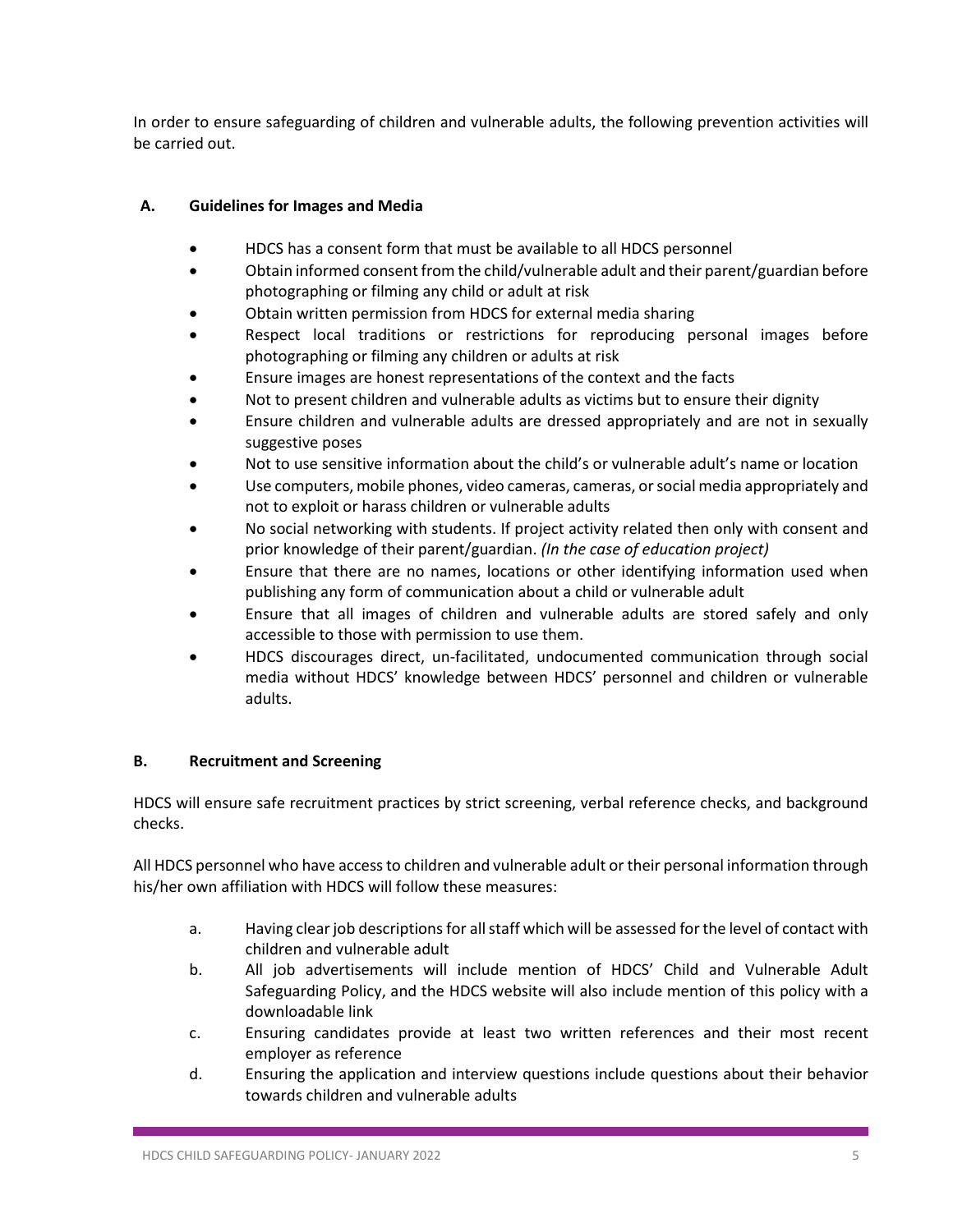In order to ensure safeguarding of children and vulnerable adults, the following prevention activities will be carried out.

### A. Guidelines for Images and Media

- HDCS has a consent form that must be available to all HDCS personnel
- Obtain informed consent from the child/vulnerable adult and their parent/guardian before photographing or filming any child or adult at risk
- Obtain written permission from HDCS for external media sharing
- Respect local traditions or restrictions for reproducing personal images before photographing or filming any children or adults at risk
- Ensure images are honest representations of the context and the facts
- Not to present children and vulnerable adults as victims but to ensure their dignity
- Ensure children and vulnerable adults are dressed appropriately and are not in sexually suggestive poses
- Not to use sensitive information about the child's or vulnerable adult's name or location
- Use computers, mobile phones, video cameras, cameras, or social media appropriately and not to exploit or harass children or vulnerable adults
- No social networking with students. If project activity related then only with consent and prior knowledge of their parent/guardian. *(In the case of education project)*
- Ensure that there are no names, locations or other identifying information used when publishing any form of communication about a child or vulnerable adult
- Ensure that all images of children and vulnerable adults are stored safely and only accessible to those with permission to use them.
- HDCS discourages direct, un-facilitated, undocumented communication through social media without HDCS' knowledge between HDCS' personnel and children or vulnerable adults.

### B. Recruitment and Screening

HDCS will ensure safe recruitment practices by strict screening, verbal reference checks, and background checks.

All HDCS personnel who have access to children and vulnerable adult or their personal information through his/her own affiliation with HDCS will follow these measures:

a. Having clear job descriptions for all staff which will be assessed for the level of contact with children and vulnerable adult
b. All job advertisements will include mention of HDCS' Child and Vulnerable Adult Safeguarding Policy, and the HDCS website will also include mention of this policy with a downloadable link
c. Ensuring candidates provide at least two written references and their most recent employer as reference
d. Ensuring the application and interview questions include questions about their behavior towards children and vulnerable adults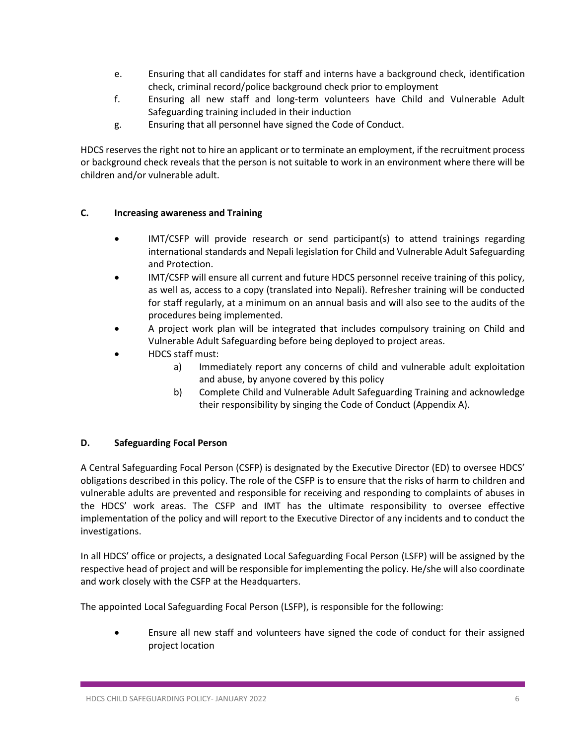e. Ensuring that all candidates for staff and interns have a background check, identification check, criminal record/police background check prior to employment
f. Ensuring all new staff and long-term volunteers have Child and Vulnerable Adult Safeguarding training included in their induction
g. Ensuring that all personnel have signed the Code of Conduct.

HDCS reserves the right not to hire an applicant or to terminate an employment, if the recruitment process or background check reveals that the person is not suitable to work in an environment where there will be children and/or vulnerable adult.

### C. Increasing awareness and Training

- IMT/CSFP will provide research or send participant(s) to attend trainings regarding international standards and Nepali legislation for Child and Vulnerable Adult Safeguarding and Protection.
- IMT/CSFP will ensure all current and future HDCS personnel receive training of this policy, as well as, access to a copy (translated into Nepali). Refresher training will be conducted for staff regularly, at a minimum on an annual basis and will also see to the audits of the procedures being implemented.
- A project work plan will be integrated that includes compulsory training on Child and Vulnerable Adult Safeguarding before being deployed to project areas.
- HDCS staff must:
  a) Immediately report any concerns of child and vulnerable adult exploitation and abuse, by anyone covered by this policy
  b) Complete Child and Vulnerable Adult Safeguarding Training and acknowledge their responsibility by singing the Code of Conduct (Appendix A).

### D. Safeguarding Focal Person

A Central Safeguarding Focal Person (CSFP) is designated by the Executive Director (ED) to oversee HDCS' obligations described in this policy. The role of the CSFP is to ensure that the risks of harm to children and vulnerable adults are prevented and responsible for receiving and responding to complaints of abuses in the HDCS' work areas. The CSFP and IMT has the ultimate responsibility to oversee effective implementation of the policy and will report to the Executive Director of any incidents and to conduct the investigations.

In all HDCS' office or projects, a designated Local Safeguarding Focal Person (LSFP) will be assigned by the respective head of project and will be responsible for implementing the policy. He/she will also coordinate and work closely with the CSFP at the Headquarters.

The appointed Local Safeguarding Focal Person (LSFP), is responsible for the following:

- Ensure all new staff and volunteers have signed the code of conduct for their assigned project location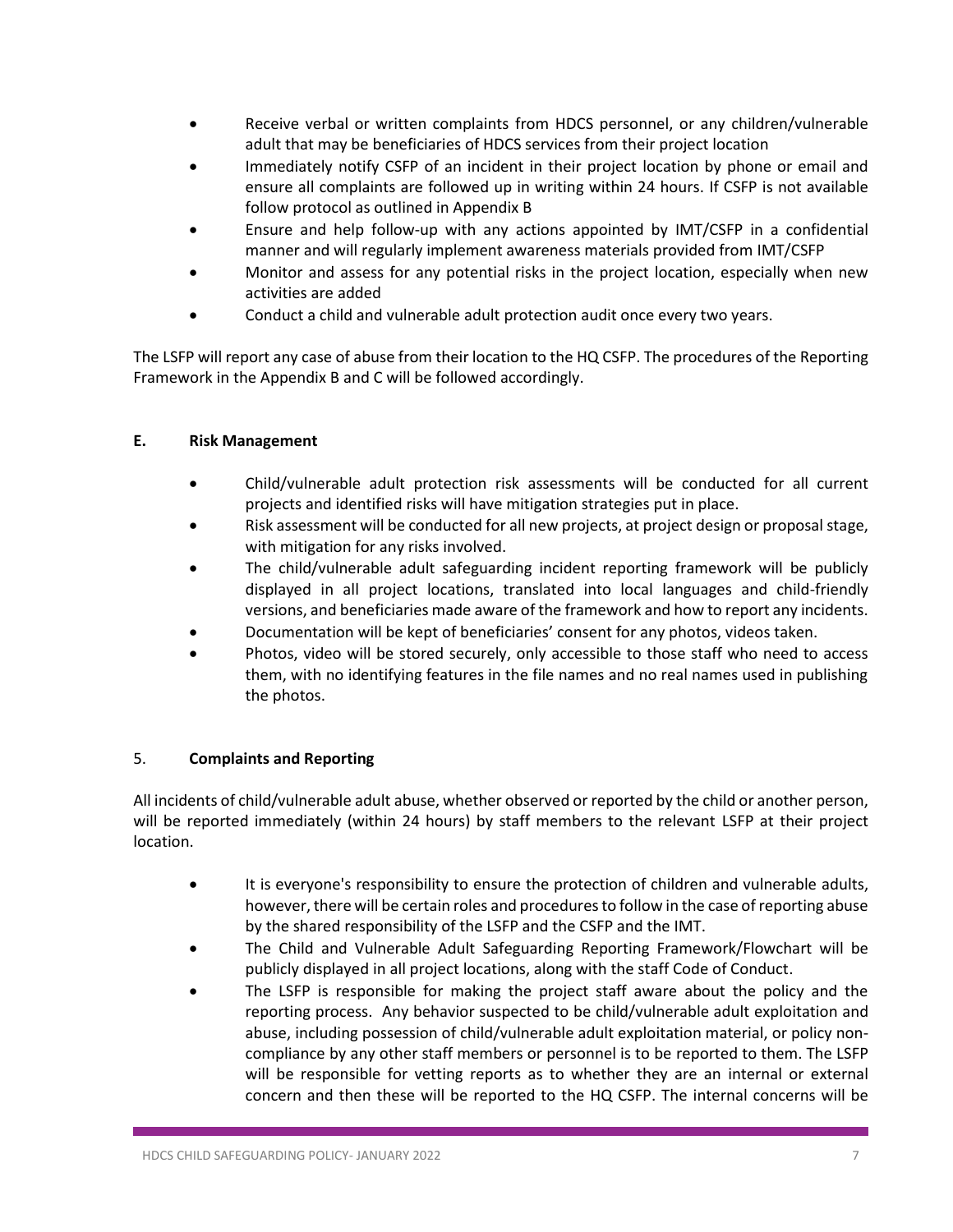- Receive verbal or written complaints from HDCS personnel, or any children/vulnerable adult that may be beneficiaries of HDCS services from their project location
- Immediately notify CSFP of an incident in their project location by phone or email and ensure all complaints are followed up in writing within 24 hours. If CSFP is not available follow protocol as outlined in Appendix B
- Ensure and help follow-up with any actions appointed by IMT/CSFP in a confidential manner and will regularly implement awareness materials provided from IMT/CSFP
- Monitor and assess for any potential risks in the project location, especially when new activities are added
- Conduct a child and vulnerable adult protection audit once every two years.

The LSFP will report any case of abuse from their location to the HQ CSFP. The procedures of the Reporting Framework in the Appendix B and C will be followed accordingly.

### E. Risk Management

- Child/vulnerable adult protection risk assessments will be conducted for all current projects and identified risks will have mitigation strategies put in place.
- Risk assessment will be conducted for all new projects, at project design or proposal stage, with mitigation for any risks involved.
- The child/vulnerable adult safeguarding incident reporting framework will be publicly displayed in all project locations, translated into local languages and child-friendly versions, and beneficiaries made aware of the framework and how to report any incidents.
- Documentation will be kept of beneficiaries' consent for any photos, videos taken.
- Photos, video will be stored securely, only accessible to those staff who need to access them, with no identifying features in the file names and no real names used in publishing the photos.

## 5. Complaints and Reporting

All incidents of child/vulnerable adult abuse, whether observed or reported by the child or another person, will be reported immediately (within 24 hours) by staff members to the relevant LSFP at their project location.

- It is everyone's responsibility to ensure the protection of children and vulnerable adults, however, there will be certain roles and procedures to follow in the case of reporting abuse by the shared responsibility of the LSFP and the CSFP and the IMT.
- The Child and Vulnerable Adult Safeguarding Reporting Framework/Flowchart will be publicly displayed in all project locations, along with the staff Code of Conduct.
- The LSFP is responsible for making the project staff aware about the policy and the reporting process. Any behavior suspected to be child/vulnerable adult exploitation and abuse, including possession of child/vulnerable adult exploitation material, or policy non-compliance by any other staff members or personnel is to be reported to them. The LSFP will be responsible for vetting reports as to whether they are an internal or external concern and then these will be reported to the HQ CSFP. The internal concerns will be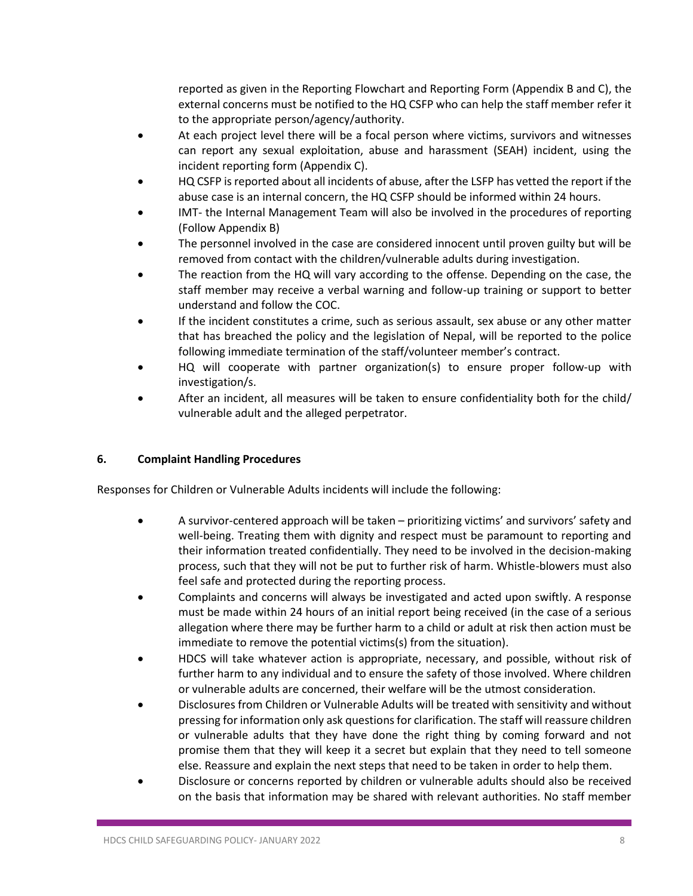reported as given in the Reporting Flowchart and Reporting Form (Appendix B and C), the external concerns must be notified to the HQ CSFP who can help the staff member refer it to the appropriate person/agency/authority.

- At each project level there will be a focal person where victims, survivors and witnesses can report any sexual exploitation, abuse and harassment (SEAH) incident, using the incident reporting form (Appendix C).
- HQ CSFP is reported about all incidents of abuse, after the LSFP has vetted the report if the abuse case is an internal concern, the HQ CSFP should be informed within 24 hours.
- IMT- the Internal Management Team will also be involved in the procedures of reporting (Follow Appendix B)
- The personnel involved in the case are considered innocent until proven guilty but will be removed from contact with the children/vulnerable adults during investigation.
- The reaction from the HQ will vary according to the offense. Depending on the case, the staff member may receive a verbal warning and follow-up training or support to better understand and follow the COC.
- If the incident constitutes a crime, such as serious assault, sex abuse or any other matter that has breached the policy and the legislation of Nepal, will be reported to the police following immediate termination of the staff/volunteer member's contract.
- HQ will cooperate with partner organization(s) to ensure proper follow-up with investigation/s.
- After an incident, all measures will be taken to ensure confidentiality both for the child/ vulnerable adult and the alleged perpetrator.

## 6. Complaint Handling Procedures

Responses for Children or Vulnerable Adults incidents will include the following:

- A survivor-centered approach will be taken – prioritizing victims' and survivors' safety and well-being. Treating them with dignity and respect must be paramount to reporting and their information treated confidentially. They need to be involved in the decision-making process, such that they will not be put to further risk of harm. Whistle-blowers must also feel safe and protected during the reporting process.
- Complaints and concerns will always be investigated and acted upon swiftly. A response must be made within 24 hours of an initial report being received (in the case of a serious allegation where there may be further harm to a child or adult at risk then action must be immediate to remove the potential victims(s) from the situation).
- HDCS will take whatever action is appropriate, necessary, and possible, without risk of further harm to any individual and to ensure the safety of those involved. Where children or vulnerable adults are concerned, their welfare will be the utmost consideration.
- Disclosures from Children or Vulnerable Adults will be treated with sensitivity and without pressing for information only ask questions for clarification. The staff will reassure children or vulnerable adults that they have done the right thing by coming forward and not promise them that they will keep it a secret but explain that they need to tell someone else. Reassure and explain the next steps that need to be taken in order to help them.
- Disclosure or concerns reported by children or vulnerable adults should also be received on the basis that information may be shared with relevant authorities. No staff member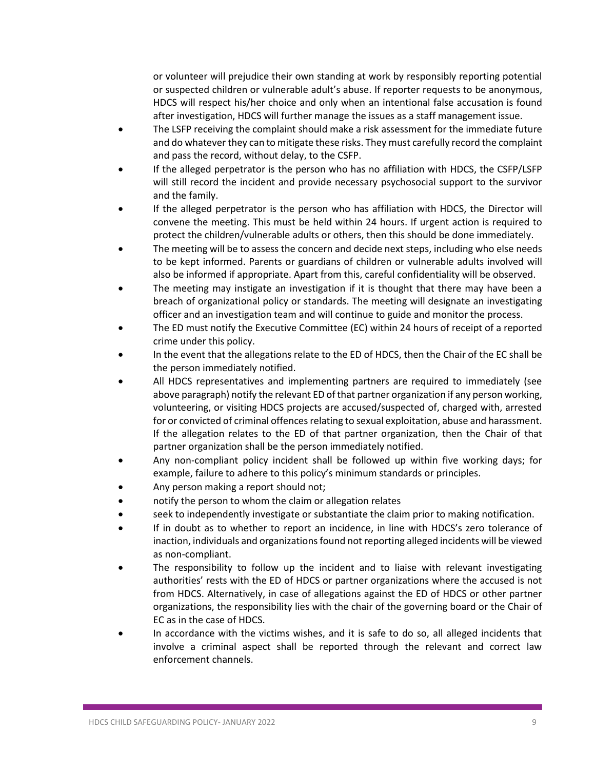or volunteer will prejudice their own standing at work by responsibly reporting potential or suspected children or vulnerable adult's abuse. If reporter requests to be anonymous, HDCS will respect his/her choice and only when an intentional false accusation is found after investigation, HDCS will further manage the issues as a staff management issue.

- The LSFP receiving the complaint should make a risk assessment for the immediate future and do whatever they can to mitigate these risks. They must carefully record the complaint and pass the record, without delay, to the CSFP.
- If the alleged perpetrator is the person who has no affiliation with HDCS, the CSFP/LSFP will still record the incident and provide necessary psychosocial support to the survivor and the family.
- If the alleged perpetrator is the person who has affiliation with HDCS, the Director will convene the meeting. This must be held within 24 hours. If urgent action is required to protect the children/vulnerable adults or others, then this should be done immediately.
- The meeting will be to assess the concern and decide next steps, including who else needs to be kept informed. Parents or guardians of children or vulnerable adults involved will also be informed if appropriate. Apart from this, careful confidentiality will be observed.
- The meeting may instigate an investigation if it is thought that there may have been a breach of organizational policy or standards. The meeting will designate an investigating officer and an investigation team and will continue to guide and monitor the process.
- The ED must notify the Executive Committee (EC) within 24 hours of receipt of a reported crime under this policy.
- In the event that the allegations relate to the ED of HDCS, then the Chair of the EC shall be the person immediately notified.
- All HDCS representatives and implementing partners are required to immediately (see above paragraph) notify the relevant ED of that partner organization if any person working, volunteering, or visiting HDCS projects are accused/suspected of, charged with, arrested for or convicted of criminal offences relating to sexual exploitation, abuse and harassment. If the allegation relates to the ED of that partner organization, then the Chair of that partner organization shall be the person immediately notified.
- Any non-compliant policy incident shall be followed up within five working days; for example, failure to adhere to this policy's minimum standards or principles.
- Any person making a report should not;
- notify the person to whom the claim or allegation relates
- seek to independently investigate or substantiate the claim prior to making notification.
- If in doubt as to whether to report an incidence, in line with HDCS's zero tolerance of inaction, individuals and organizations found not reporting alleged incidents will be viewed as non-compliant.
- The responsibility to follow up the incident and to liaise with relevant investigating authorities' rests with the ED of HDCS or partner organizations where the accused is not from HDCS. Alternatively, in case of allegations against the ED of HDCS or other partner organizations, the responsibility lies with the chair of the governing board or the Chair of EC as in the case of HDCS.
- In accordance with the victims wishes, and it is safe to do so, all alleged incidents that involve a criminal aspect shall be reported through the relevant and correct law enforcement channels.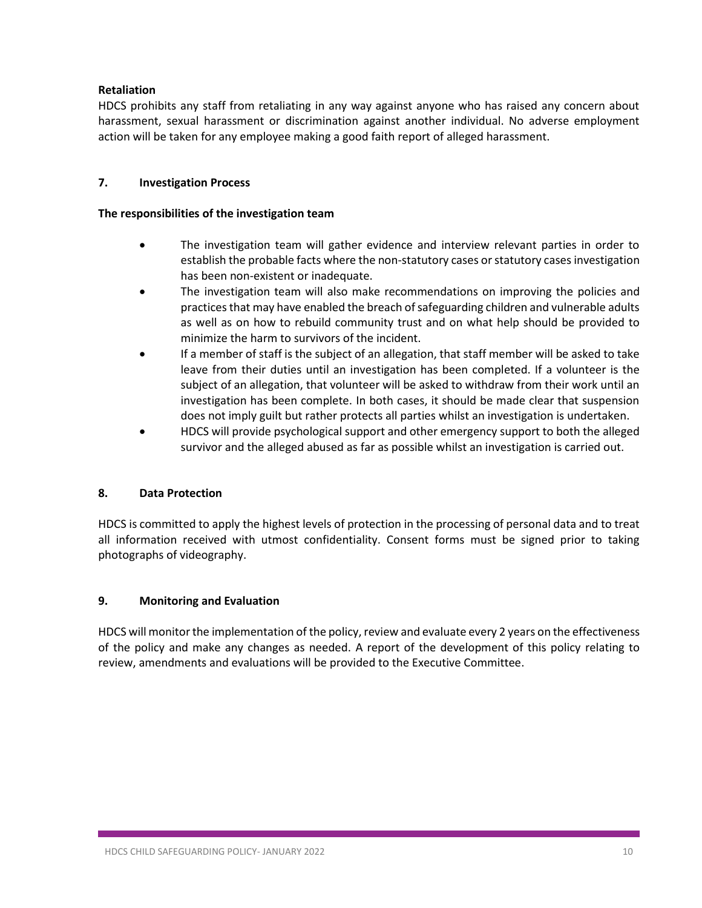**Retaliation**

HDCS prohibits any staff from retaliating in any way against anyone who has raised any concern about harassment, sexual harassment or discrimination against another individual. No adverse employment action will be taken for any employee making a good faith report of alleged harassment.

## 7. Investigation Process

**The responsibilities of the investigation team**

- The investigation team will gather evidence and interview relevant parties in order to establish the probable facts where the non-statutory cases or statutory cases investigation has been non-existent or inadequate.
- The investigation team will also make recommendations on improving the policies and practices that may have enabled the breach of safeguarding children and vulnerable adults as well as on how to rebuild community trust and on what help should be provided to minimize the harm to survivors of the incident.
- If a member of staff is the subject of an allegation, that staff member will be asked to take leave from their duties until an investigation has been completed. If a volunteer is the subject of an allegation, that volunteer will be asked to withdraw from their work until an investigation has been complete. In both cases, it should be made clear that suspension does not imply guilt but rather protects all parties whilst an investigation is undertaken.
- HDCS will provide psychological support and other emergency support to both the alleged survivor and the alleged abused as far as possible whilst an investigation is carried out.

## 8. Data Protection

HDCS is committed to apply the highest levels of protection in the processing of personal data and to treat all information received with utmost confidentiality. Consent forms must be signed prior to taking photographs of videography.

## 9. Monitoring and Evaluation

HDCS will monitor the implementation of the policy, review and evaluate every 2 years on the effectiveness of the policy and make any changes as needed. A report of the development of this policy relating to review, amendments and evaluations will be provided to the Executive Committee.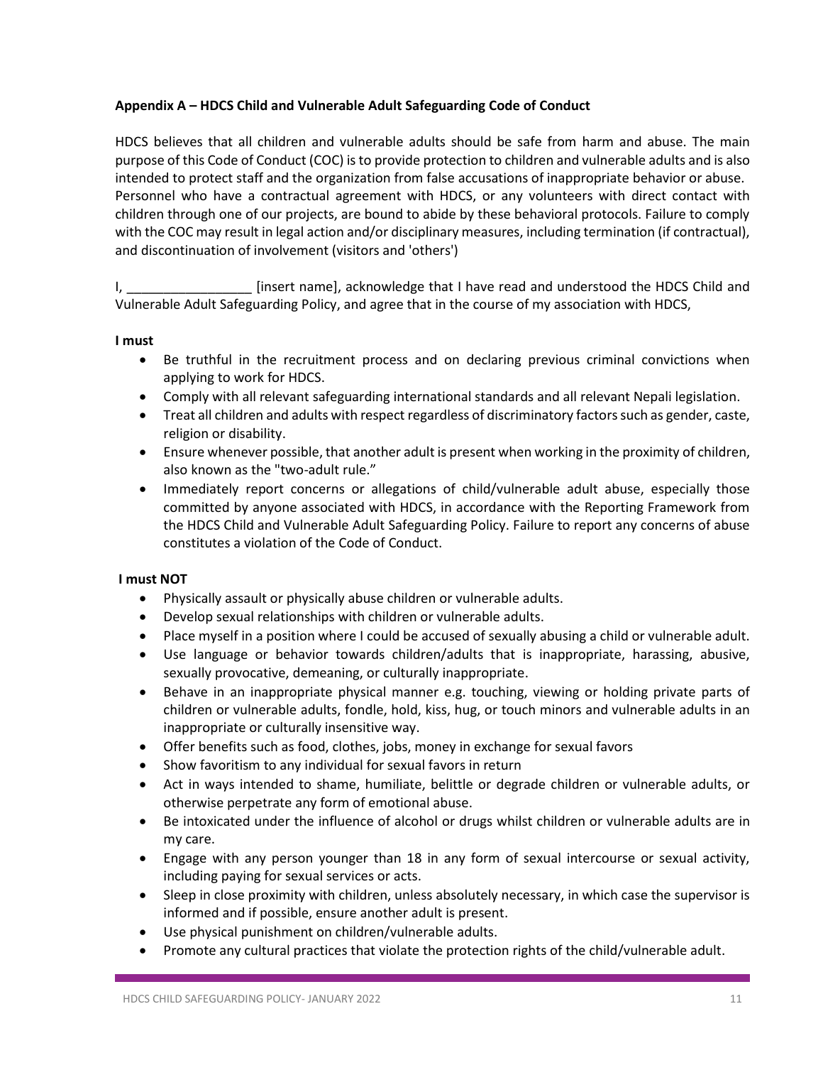**Appendix A – HDCS Child and Vulnerable Adult Safeguarding Code of Conduct**

HDCS believes that all children and vulnerable adults should be safe from harm and abuse. The main purpose of this Code of Conduct (COC) is to provide protection to children and vulnerable adults and is also intended to protect staff and the organization from false accusations of inappropriate behavior or abuse. Personnel who have a contractual agreement with HDCS, or any volunteers with direct contact with children through one of our projects, are bound to abide by these behavioral protocols. Failure to comply with the COC may result in legal action and/or disciplinary measures, including termination (if contractual), and discontinuation of involvement (visitors and 'others')

I, _________________ [insert name], acknowledge that I have read and understood the HDCS Child and Vulnerable Adult Safeguarding Policy, and agree that in the course of my association with HDCS,

**I must**

- Be truthful in the recruitment process and on declaring previous criminal convictions when applying to work for HDCS.
- Comply with all relevant safeguarding international standards and all relevant Nepali legislation.
- Treat all children and adults with respect regardless of discriminatory factors such as gender, caste, religion or disability.
- Ensure whenever possible, that another adult is present when working in the proximity of children, also known as the "two-adult rule."
- Immediately report concerns or allegations of child/vulnerable adult abuse, especially those committed by anyone associated with HDCS, in accordance with the Reporting Framework from the HDCS Child and Vulnerable Adult Safeguarding Policy. Failure to report any concerns of abuse constitutes a violation of the Code of Conduct.

**I must NOT**

- Physically assault or physically abuse children or vulnerable adults.
- Develop sexual relationships with children or vulnerable adults.
- Place myself in a position where I could be accused of sexually abusing a child or vulnerable adult.
- Use language or behavior towards children/adults that is inappropriate, harassing, abusive, sexually provocative, demeaning, or culturally inappropriate.
- Behave in an inappropriate physical manner e.g. touching, viewing or holding private parts of children or vulnerable adults, fondle, hold, kiss, hug, or touch minors and vulnerable adults in an inappropriate or culturally insensitive way.
- Offer benefits such as food, clothes, jobs, money in exchange for sexual favors
- Show favoritism to any individual for sexual favors in return
- Act in ways intended to shame, humiliate, belittle or degrade children or vulnerable adults, or otherwise perpetrate any form of emotional abuse.
- Be intoxicated under the influence of alcohol or drugs whilst children or vulnerable adults are in my care.
- Engage with any person younger than 18 in any form of sexual intercourse or sexual activity, including paying for sexual services or acts.
- Sleep in close proximity with children, unless absolutely necessary, in which case the supervisor is informed and if possible, ensure another adult is present.
- Use physical punishment on children/vulnerable adults.
- Promote any cultural practices that violate the protection rights of the child/vulnerable adult.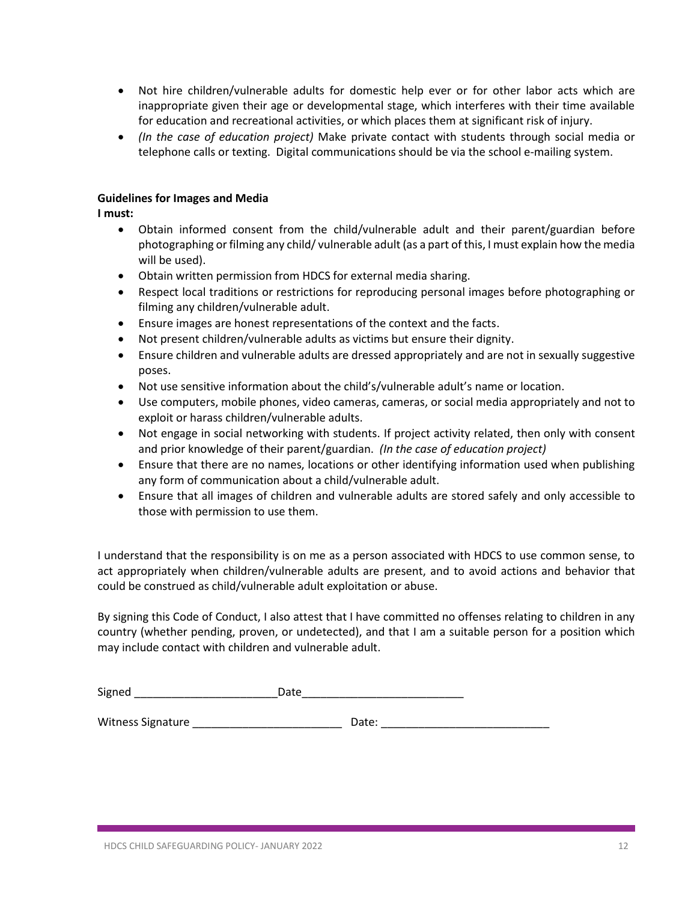- Not hire children/vulnerable adults for domestic help ever or for other labor acts which are inappropriate given their age or developmental stage, which interferes with their time available for education and recreational activities, or which places them at significant risk of injury.
- *(In the case of education project)* Make private contact with students through social media or telephone calls or texting. Digital communications should be via the school e-mailing system.

**Guidelines for Images and Media**

**I must:**

- Obtain informed consent from the child/vulnerable adult and their parent/guardian before photographing or filming any child/ vulnerable adult (as a part of this, I must explain how the media will be used).
- Obtain written permission from HDCS for external media sharing.
- Respect local traditions or restrictions for reproducing personal images before photographing or filming any children/vulnerable adult.
- Ensure images are honest representations of the context and the facts.
- Not present children/vulnerable adults as victims but ensure their dignity.
- Ensure children and vulnerable adults are dressed appropriately and are not in sexually suggestive poses.
- Not use sensitive information about the child's/vulnerable adult's name or location.
- Use computers, mobile phones, video cameras, cameras, or social media appropriately and not to exploit or harass children/vulnerable adults.
- Not engage in social networking with students. If project activity related, then only with consent and prior knowledge of their parent/guardian. *(In the case of education project)*
- Ensure that there are no names, locations or other identifying information used when publishing any form of communication about a child/vulnerable adult.
- Ensure that all images of children and vulnerable adults are stored safely and only accessible to those with permission to use them.

I understand that the responsibility is on me as a person associated with HDCS to use common sense, to act appropriately when children/vulnerable adults are present, and to avoid actions and behavior that could be construed as child/vulnerable adult exploitation or abuse.

By signing this Code of Conduct, I also attest that I have committed no offenses relating to children in any country (whether pending, proven, or undetected), and that I am a suitable person for a position which may include contact with children and vulnerable adult.

Signed _______________________Date_________________________

Witness Signature ________________________ Date: ___________________________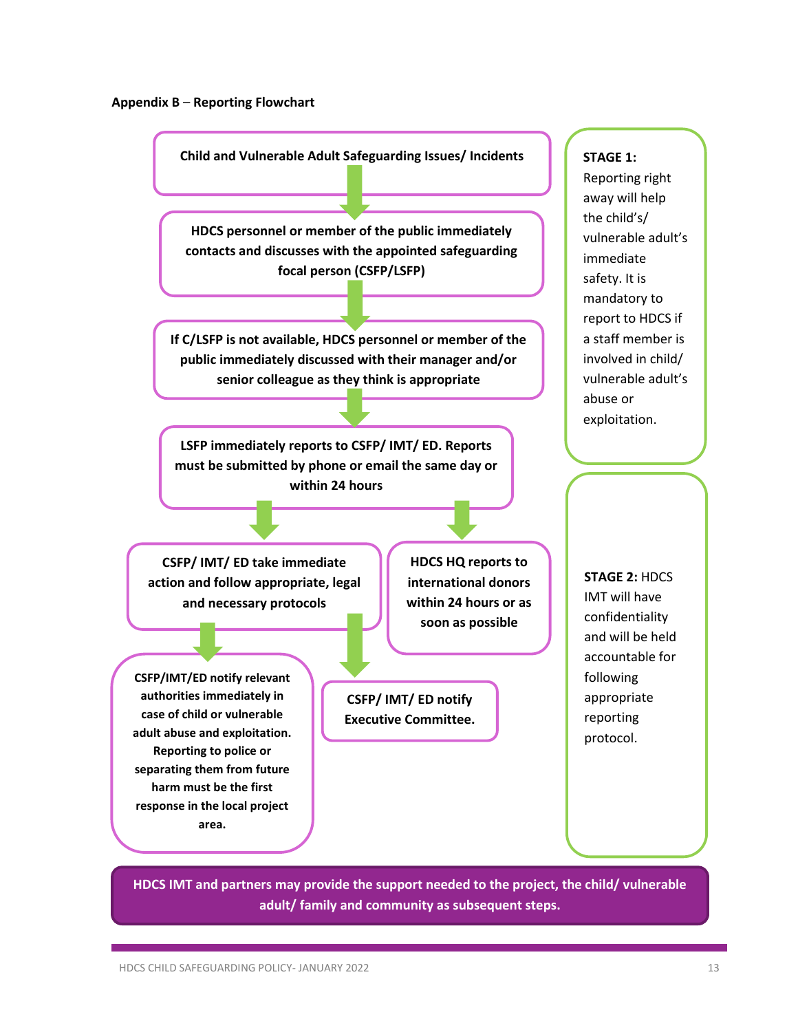**Appendix B – Reporting Flowchart**

**Child and Vulnerable Adult Safeguarding Issues/ Incidents**

**HDCS personnel or member of the public immediately contacts and discusses with the appointed safeguarding focal person (CSFP/LSFP)**

**If C/LSFP is not available, HDCS personnel or member of the public immediately discussed with their manager and/or senior colleague as they think is appropriate**

**LSFP immediately reports to CSFP/ IMT/ ED. Reports must be submitted by phone or email the same day or within 24 hours**

**CSFP/ IMT/ ED take immediate action and follow appropriate, legal and necessary protocols**

**HDCS HQ reports to international donors within 24 hours or as soon as possible**

**CSFP/IMT/ED notify relevant authorities immediately in case of child or vulnerable adult abuse and exploitation. Reporting to police or separating them from future harm must be the first response in the local project area.**

**CSFP/ IMT/ ED notify Executive Committee.**

**STAGE 1:** Reporting right away will help the child's/ vulnerable adult's immediate safety. It is mandatory to report to HDCS if a staff member is involved in child/ vulnerable adult's abuse or exploitation.

**STAGE 2:** HDCS IMT will have confidentiality and will be held accountable for following appropriate reporting protocol.

**HDCS IMT and partners may provide the support needed to the project, the child/ vulnerable adult/ family and community as subsequent steps.**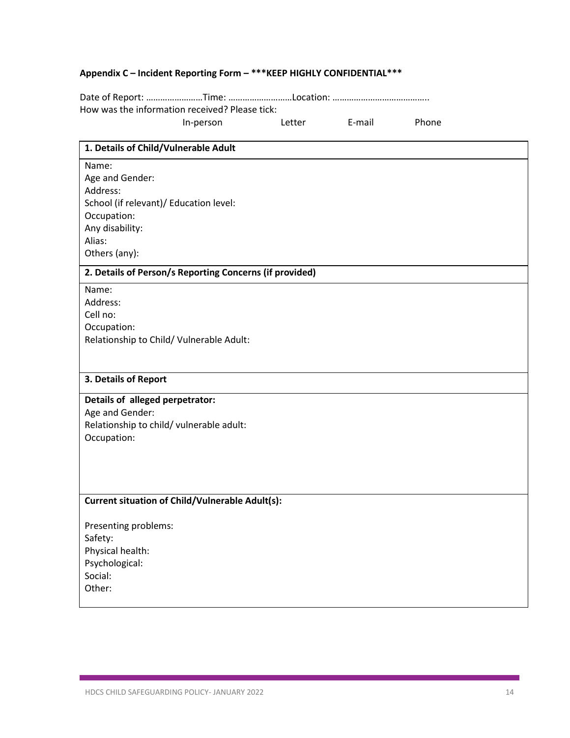**Appendix C – Incident Reporting Form – ***KEEP HIGHLY CONFIDENTIAL*****

Date of Report: ……………………Time: ………………………Location: …………………………………..
How was the information received? Please tick:
In-person Letter E-mail Phone

| 1. Details of Child/Vulnerable Adult |
|---|
| Name:<br>Age and Gender:<br>Address:<br>School (if relevant)/ Education level:<br>Occupation:<br>Any disability:<br>Alias:<br>Others (any): |
| **2. Details of Person/s Reporting Concerns (if provided)** |
| Name:<br>Address:<br>Cell no:<br>Occupation:<br>Relationship to Child/ Vulnerable Adult: |
| **3. Details of Report** |
| **Details of alleged perpetrator:**<br>Age and Gender:<br>Relationship to child/ vulnerable adult:<br>Occupation: |
| **Current situation of Child/Vulnerable Adult(s):**<br><br>Presenting problems:<br>Safety:<br>Physical health:<br>Psychological:<br>Social:<br>Other: |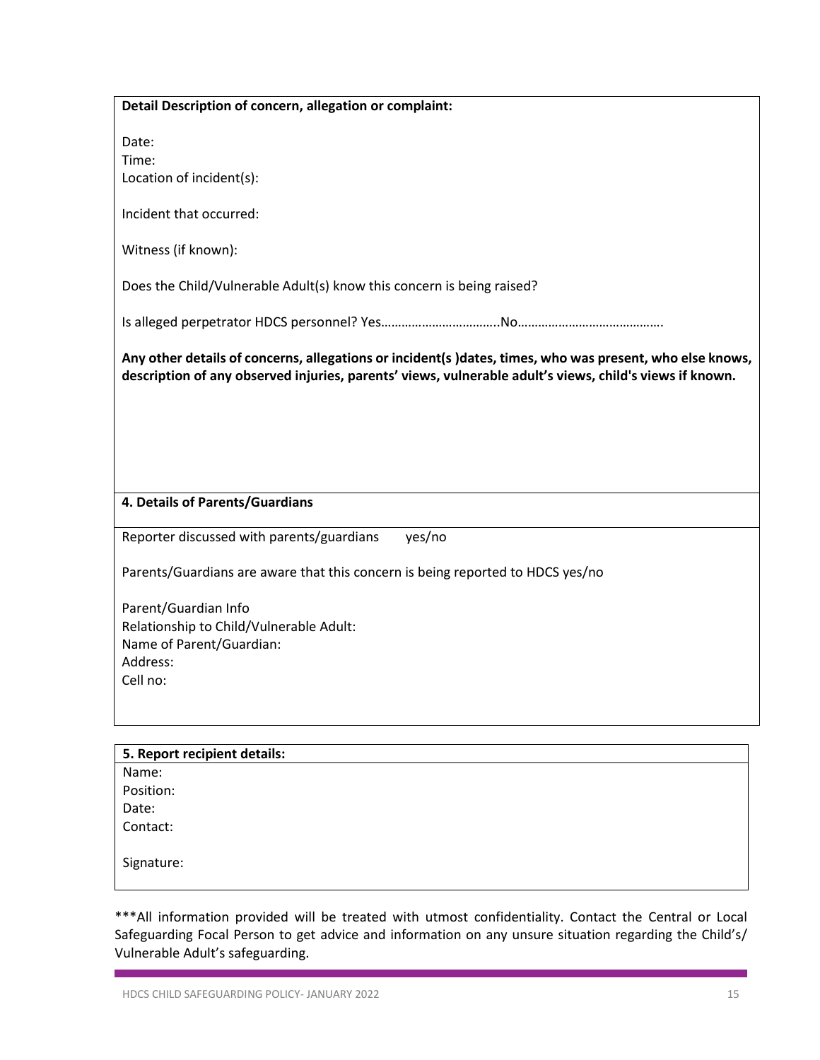**Detail Description of concern, allegation or complaint:**

Date:
Time:
Location of incident(s):

Incident that occurred:

Witness (if known):

Does the Child/Vulnerable Adult(s) know this concern is being raised?

Is alleged perpetrator HDCS personnel? Yes……………………………..No…………………………………….

**Any other details of concerns, allegations or incident(s )dates, times, who was present, who else knows, description of any observed injuries, parents' views, vulnerable adult's views, child's views if known.**

**4. Details of Parents/Guardians**

Reporter discussed with parents/guardians yes/no

Parents/Guardians are aware that this concern is being reported to HDCS yes/no

Parent/Guardian Info
Relationship to Child/Vulnerable Adult:
Name of Parent/Guardian:
Address:
Cell no:

**5. Report recipient details:**

Name:
Position:
Date:
Contact:

Signature:

***All information provided will be treated with utmost confidentiality. Contact the Central or Local Safeguarding Focal Person to get advice and information on any unsure situation regarding the Child's/ Vulnerable Adult's safeguarding.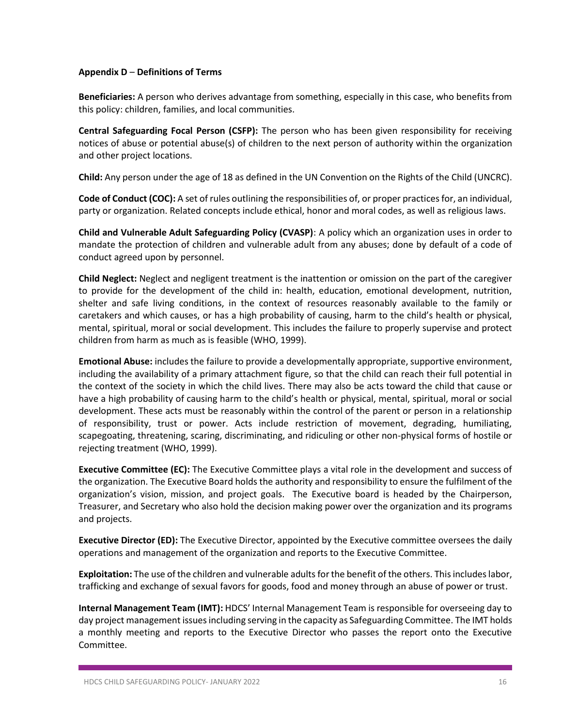**Appendix D – Definitions of Terms**

**Beneficiaries:** A person who derives advantage from something, especially in this case, who benefits from this policy: children, families, and local communities.

**Central Safeguarding Focal Person (CSFP):** The person who has been given responsibility for receiving notices of abuse or potential abuse(s) of children to the next person of authority within the organization and other project locations.

**Child:** Any person under the age of 18 as defined in the UN Convention on the Rights of the Child (UNCRC).

**Code of Conduct (COC):** A set of rules outlining the responsibilities of, or proper practices for, an individual, party or organization. Related concepts include ethical, honor and moral codes, as well as religious laws.

**Child and Vulnerable Adult Safeguarding Policy (CVASP)**: A policy which an organization uses in order to mandate the protection of children and vulnerable adult from any abuses; done by default of a code of conduct agreed upon by personnel.

**Child Neglect:** Neglect and negligent treatment is the inattention or omission on the part of the caregiver to provide for the development of the child in: health, education, emotional development, nutrition, shelter and safe living conditions, in the context of resources reasonably available to the family or caretakers and which causes, or has a high probability of causing, harm to the child's health or physical, mental, spiritual, moral or social development. This includes the failure to properly supervise and protect children from harm as much as is feasible (WHO, 1999).

**Emotional Abuse:** includes the failure to provide a developmentally appropriate, supportive environment, including the availability of a primary attachment figure, so that the child can reach their full potential in the context of the society in which the child lives. There may also be acts toward the child that cause or have a high probability of causing harm to the child's health or physical, mental, spiritual, moral or social development. These acts must be reasonably within the control of the parent or person in a relationship of responsibility, trust or power. Acts include restriction of movement, degrading, humiliating, scapegoating, threatening, scaring, discriminating, and ridiculing or other non-physical forms of hostile or rejecting treatment (WHO, 1999).

**Executive Committee (EC):** The Executive Committee plays a vital role in the development and success of the organization. The Executive Board holds the authority and responsibility to ensure the fulfilment of the organization's vision, mission, and project goals. The Executive board is headed by the Chairperson, Treasurer, and Secretary who also hold the decision making power over the organization and its programs and projects.

**Executive Director (ED):** The Executive Director, appointed by the Executive committee oversees the daily operations and management of the organization and reports to the Executive Committee.

**Exploitation:** The use of the children and vulnerable adults for the benefit of the others. This includes labor, trafficking and exchange of sexual favors for goods, food and money through an abuse of power or trust.

**Internal Management Team (IMT):** HDCS' Internal Management Team is responsible for overseeing day to day project management issues including serving in the capacity as Safeguarding Committee. The IMT holds a monthly meeting and reports to the Executive Director who passes the report onto the Executive Committee.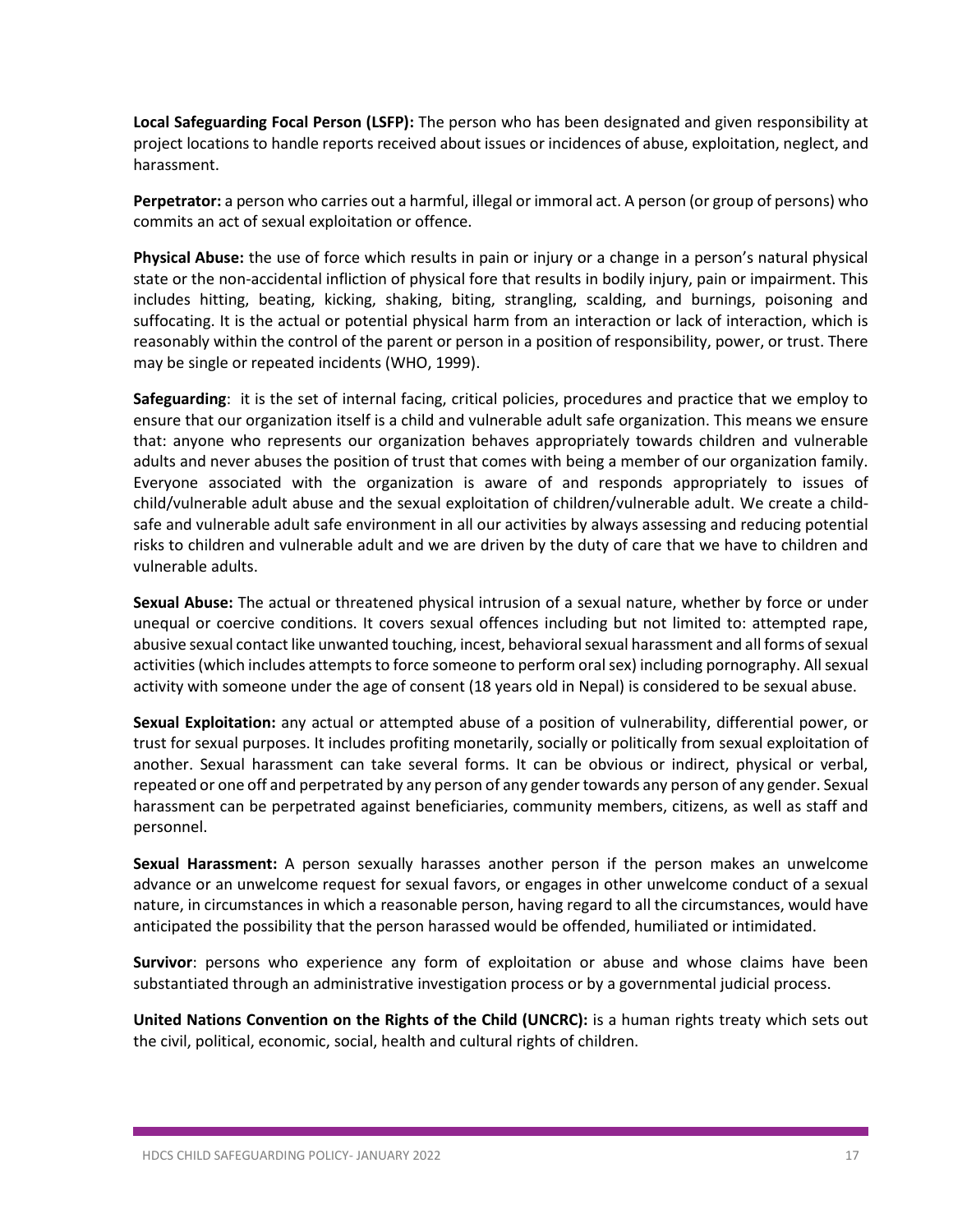**Local Safeguarding Focal Person (LSFP):** The person who has been designated and given responsibility at project locations to handle reports received about issues or incidences of abuse, exploitation, neglect, and harassment.

**Perpetrator:** a person who carries out a harmful, illegal or immoral act. A person (or group of persons) who commits an act of sexual exploitation or offence.

**Physical Abuse:** the use of force which results in pain or injury or a change in a person's natural physical state or the non-accidental infliction of physical fore that results in bodily injury, pain or impairment. This includes hitting, beating, kicking, shaking, biting, strangling, scalding, and burnings, poisoning and suffocating. It is the actual or potential physical harm from an interaction or lack of interaction, which is reasonably within the control of the parent or person in a position of responsibility, power, or trust. There may be single or repeated incidents (WHO, 1999).

**Safeguarding**: it is the set of internal facing, critical policies, procedures and practice that we employ to ensure that our organization itself is a child and vulnerable adult safe organization. This means we ensure that: anyone who represents our organization behaves appropriately towards children and vulnerable adults and never abuses the position of trust that comes with being a member of our organization family. Everyone associated with the organization is aware of and responds appropriately to issues of child/vulnerable adult abuse and the sexual exploitation of children/vulnerable adult. We create a child-safe and vulnerable adult safe environment in all our activities by always assessing and reducing potential risks to children and vulnerable adult and we are driven by the duty of care that we have to children and vulnerable adults.

**Sexual Abuse:** The actual or threatened physical intrusion of a sexual nature, whether by force or under unequal or coercive conditions. It covers sexual offences including but not limited to: attempted rape, abusive sexual contact like unwanted touching, incest, behavioral sexual harassment and all forms of sexual activities (which includes attempts to force someone to perform oral sex) including pornography. All sexual activity with someone under the age of consent (18 years old in Nepal) is considered to be sexual abuse.

**Sexual Exploitation:** any actual or attempted abuse of a position of vulnerability, differential power, or trust for sexual purposes. It includes profiting monetarily, socially or politically from sexual exploitation of another. Sexual harassment can take several forms. It can be obvious or indirect, physical or verbal, repeated or one off and perpetrated by any person of any gender towards any person of any gender. Sexual harassment can be perpetrated against beneficiaries, community members, citizens, as well as staff and personnel.

**Sexual Harassment:** A person sexually harasses another person if the person makes an unwelcome advance or an unwelcome request for sexual favors, or engages in other unwelcome conduct of a sexual nature, in circumstances in which a reasonable person, having regard to all the circumstances, would have anticipated the possibility that the person harassed would be offended, humiliated or intimidated.

**Survivor**: persons who experience any form of exploitation or abuse and whose claims have been substantiated through an administrative investigation process or by a governmental judicial process.

**United Nations Convention on the Rights of the Child (UNCRC):** is a human rights treaty which sets out the civil, political, economic, social, health and cultural rights of children.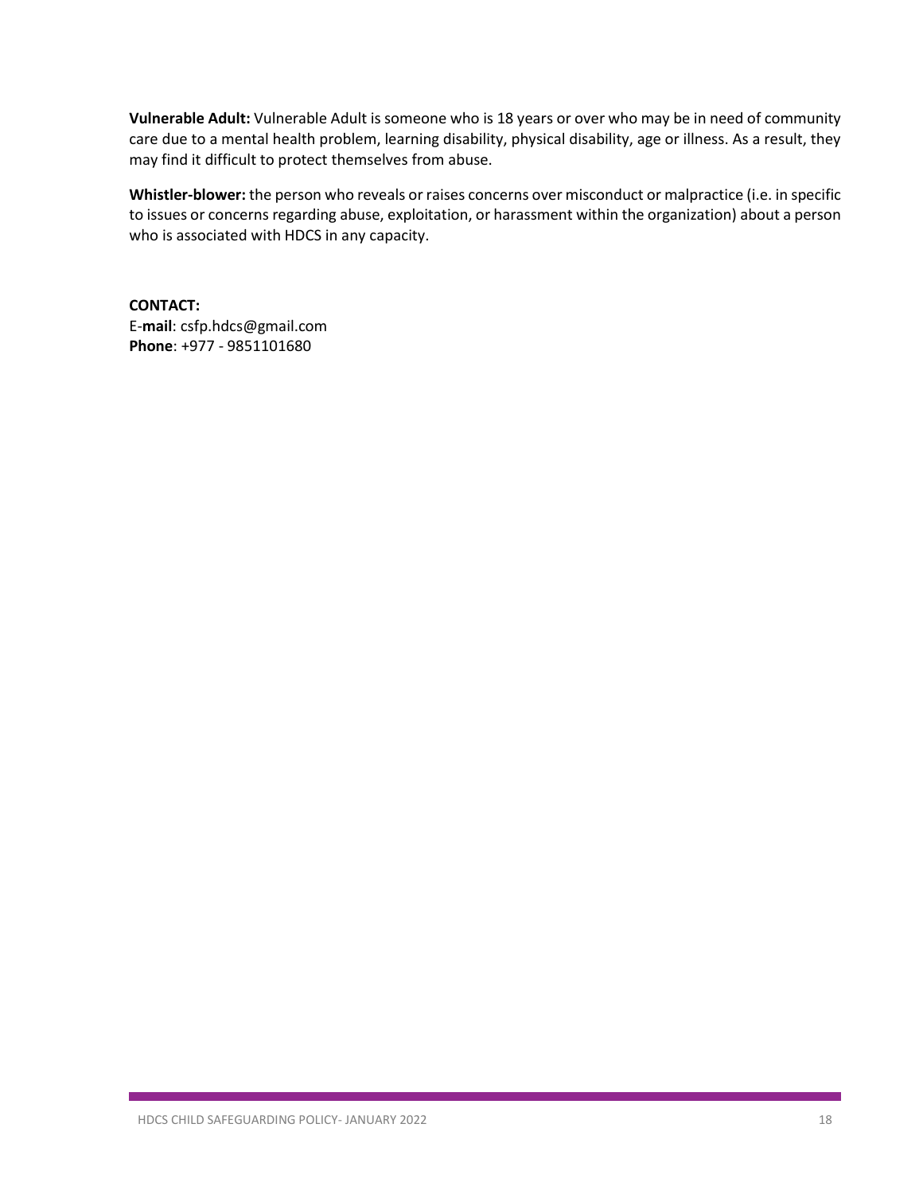**Vulnerable Adult:** Vulnerable Adult is someone who is 18 years or over who may be in need of community care due to a mental health problem, learning disability, physical disability, age or illness. As a result, they may find it difficult to protect themselves from abuse.

**Whistler-blower:** the person who reveals or raises concerns over misconduct or malpractice (i.e. in specific to issues or concerns regarding abuse, exploitation, or harassment within the organization) about a person who is associated with HDCS in any capacity.

**CONTACT:**
E-**mail**: csfp.hdcs@gmail.com
**Phone**: +977 - 9851101680